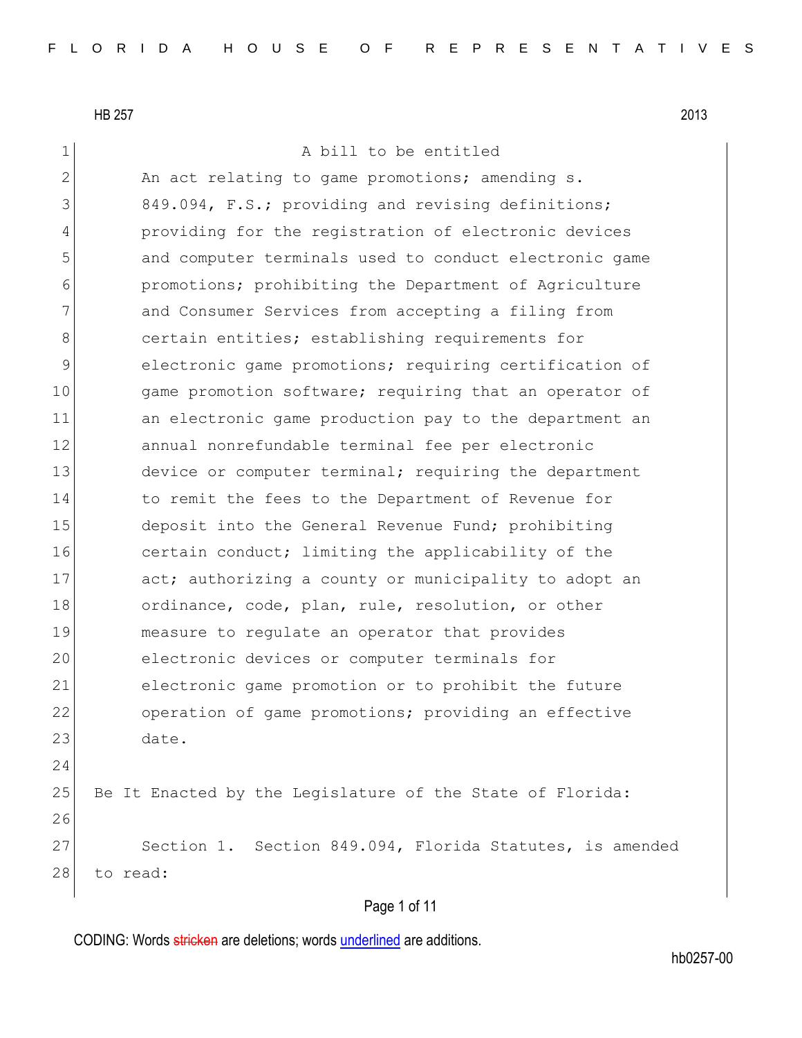A bill to be entitled

An act relating to game promotions; amending s. 849.094, F.S.; providing and revising definitions; providing for the registration of electronic devices and computer terminals used to conduct electronic game promotions; prohibiting the Department of Agriculture and Consumer Services from accepting a filing from certain entities; establishing requirements for electronic game promotions; requiring certification of game promotion software; requiring that an operator of an electronic game production pay to the department an annual nonrefundable terminal fee per electronic device or computer terminal; requiring the department to remit the fees to the Department of Revenue for deposit into the General Revenue Fund; prohibiting certain conduct; limiting the applicability of the act; authorizing a county or municipality to adopt an ordinance, code, plan, rule, resolution, or other measure to regulate an operator that provides electronic devices or computer terminals for electronic game promotion or to prohibit the future operation of game promotions; providing an effective date.

Be It Enacted by the Legislature of the State of Florida:

Section 1. Section 849.094, Florida Statutes, is amended to read: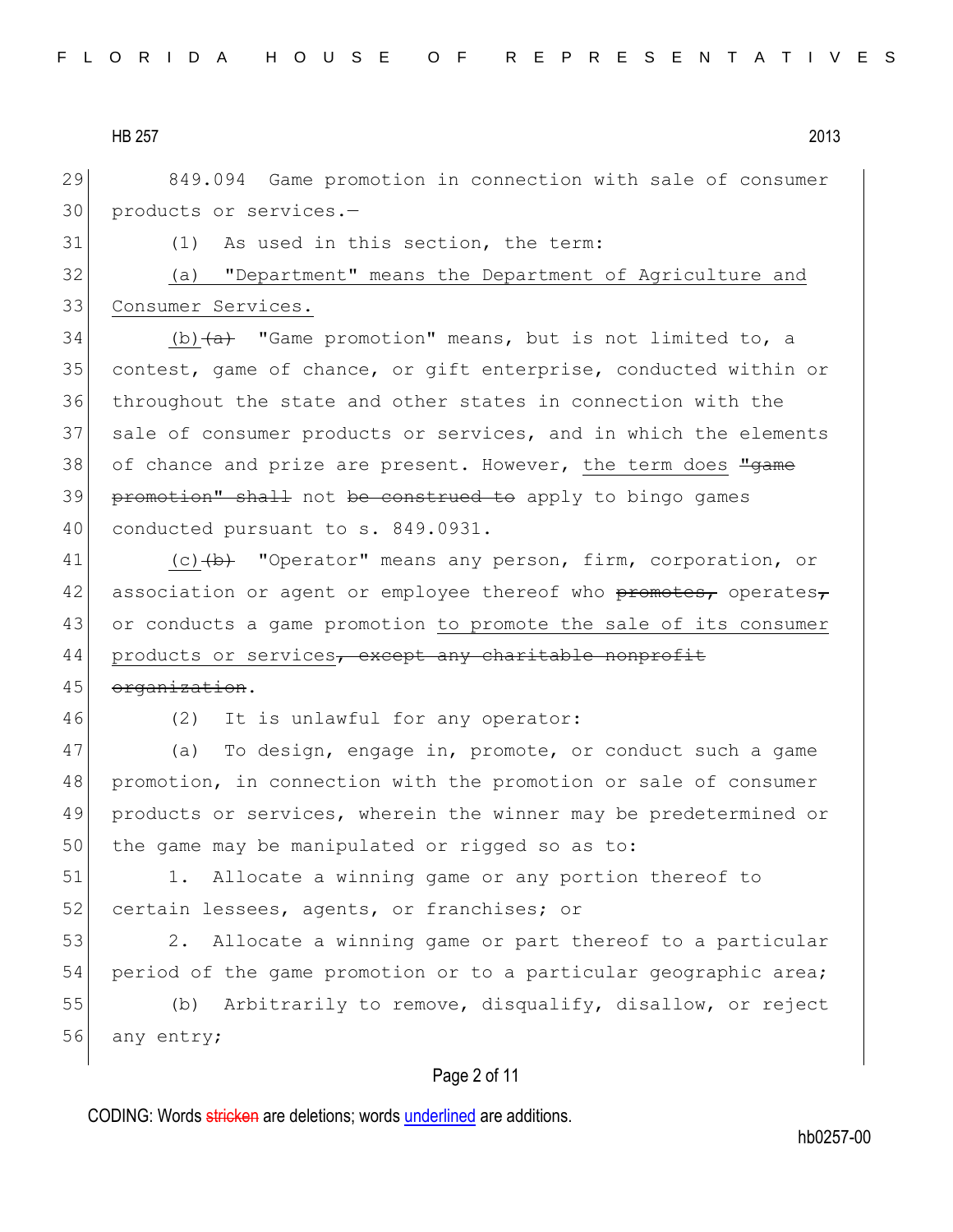849.094 Game promotion in connection with sale of consumer products or services.—

(1) As used in this section, the term:

<u>(a) "Department" means the Department of Agriculture and Consumer Services.</u>

<u>(b)</u>~~(a)~~ "Game promotion" means, but is not limited to, a contest, game of chance, or gift enterprise, conducted within or throughout the state and other states in connection with the sale of consumer products or services, and in which the elements of chance and prize are present. However, <u>the term does</u> ~~"game promotion" shall~~ not ~~be construed to~~ apply to bingo games conducted pursuant to s. 849.0931.

<u>(c)</u>~~(b)~~ "Operator" means any person, firm, corporation, or association or agent or employee thereof who ~~promotes,~~ operates~~,~~ or conducts a game promotion <u>to promote the sale of its consumer products or services</u>~~, except any charitable nonprofit organization~~.

(2) It is unlawful for any operator:

(a) To design, engage in, promote, or conduct such a game promotion, in connection with the promotion or sale of consumer products or services, wherein the winner may be predetermined or the game may be manipulated or rigged so as to:

1. Allocate a winning game or any portion thereof to certain lessees, agents, or franchises; or

2. Allocate a winning game or part thereof to a particular period of the game promotion or to a particular geographic area;

(b) Arbitrarily to remove, disqualify, disallow, or reject any entry;

CODING: Words ~~stricken~~ are deletions; words <u>underlined</u> are additions.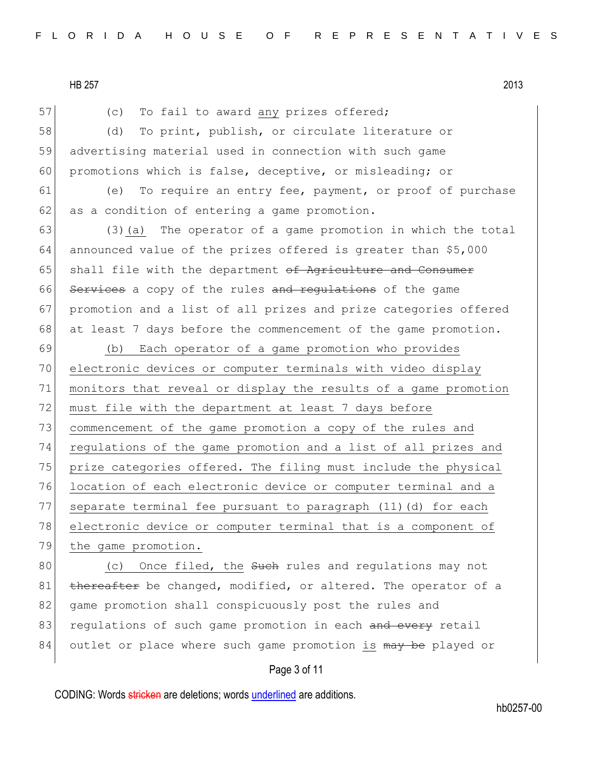(c) To fail to award <u>any</u> prizes offered;

(d) To print, publish, or circulate literature or advertising material used in connection with such game promotions which is false, deceptive, or misleading; or

(e) To require an entry fee, payment, or proof of purchase as a condition of entering a game promotion.

(3)<u>(a)</u> The operator of a game promotion in which the total announced value of the prizes offered is greater than $5,000 shall file with the department ~~of Agriculture and Consumer Services~~ a copy of the rules ~~and regulations~~ of the game promotion and a list of all prizes and prize categories offered at least 7 days before the commencement of the game promotion.

<u>(b) Each operator of a game promotion who provides electronic devices or computer terminals with video display monitors that reveal or display the results of a game promotion must file with the department at least 7 days before commencement of the game promotion a copy of the rules and regulations of the game promotion and a list of all prizes and prize categories offered. The filing must include the physical location of each electronic device or computer terminal and a separate terminal fee pursuant to paragraph (11)(d) for each electronic device or computer terminal that is a component of the game promotion.</u>

<u>(c) Once filed, the</u> ~~Such~~ rules and regulations may not ~~thereafter~~ be changed, modified, or altered. The operator of a game promotion shall conspicuously post the rules and regulations of such game promotion in each ~~and every~~ retail outlet or place where such game promotion <u>is</u> ~~may be~~ played or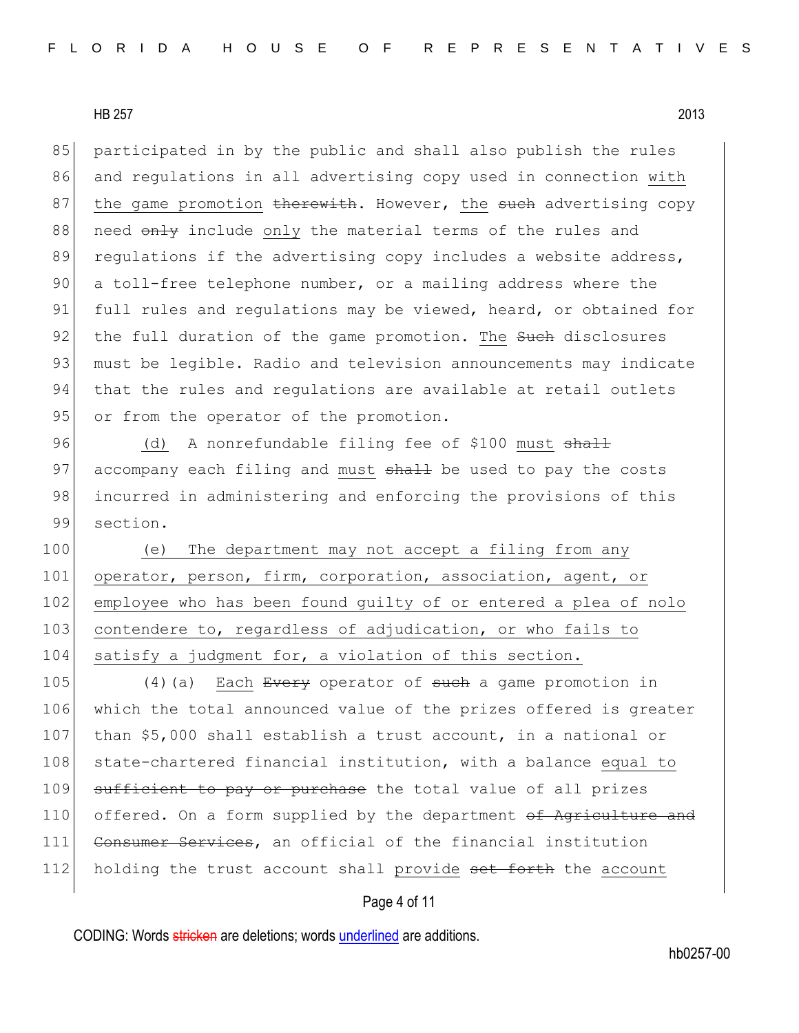participated in by the public and shall also publish the rules and regulations in all advertising copy used in connection with the game promotion ~~therewith~~. However, the ~~such~~ advertising copy need ~~only~~ include only the material terms of the rules and regulations if the advertising copy includes a website address, a toll-free telephone number, or a mailing address where the full rules and regulations may be viewed, heard, or obtained for the full duration of the game promotion. The ~~Such~~ disclosures must be legible. Radio and television announcements may indicate that the rules and regulations are available at retail outlets or from the operator of the promotion.

(d) A nonrefundable filing fee of $100 must ~~shall~~ accompany each filing and must ~~shall~~ be used to pay the costs incurred in administering and enforcing the provisions of this section.

(e) The department may not accept a filing from any operator, person, firm, corporation, association, agent, or employee who has been found guilty of or entered a plea of nolo contendere to, regardless of adjudication, or who fails to satisfy a judgment for, a violation of this section.

(4)(a) Each ~~Every~~ operator of ~~such~~ a game promotion in which the total announced value of the prizes offered is greater than $5,000 shall establish a trust account, in a national or state-chartered financial institution, with a balance equal to ~~sufficient to pay or purchase~~ the total value of all prizes offered. On a form supplied by the department ~~of Agriculture and Consumer Services~~, an official of the financial institution holding the trust account shall provide ~~set forth~~ the account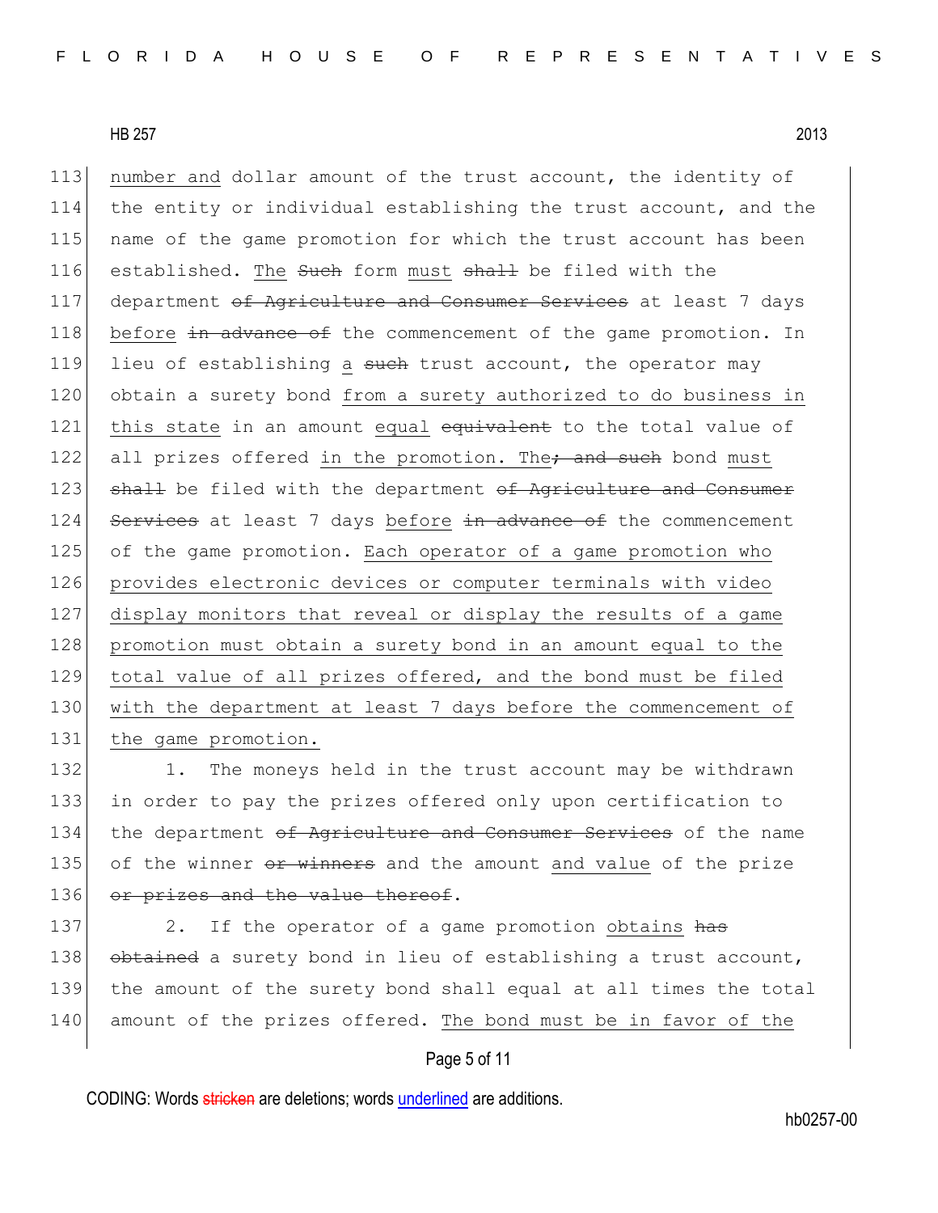113 number and dollar amount of the trust account, the identity of
114 the entity or individual establishing the trust account, and the
115 name of the game promotion for which the trust account has been
116 established. The ~~Such~~ form must ~~shall~~ be filed with the
117 department ~~of Agriculture and Consumer Services~~ at least 7 days
118 before ~~in advance of~~ the commencement of the game promotion. In
119 lieu of establishing a ~~such~~ trust account, the operator may
120 obtain a surety bond from a surety authorized to do business in
121 this state in an amount equal ~~equivalent~~ to the total value of
122 all prizes offered in the promotion. The~~; and such~~ bond must
123 ~~shall~~ be filed with the department ~~of Agriculture and Consumer~~
124 ~~Services~~ at least 7 days before ~~in advance of~~ the commencement
125 of the game promotion. Each operator of a game promotion who
126 provides electronic devices or computer terminals with video
127 display monitors that reveal or display the results of a game
128 promotion must obtain a surety bond in an amount equal to the
129 total value of all prizes offered, and the bond must be filed
130 with the department at least 7 days before the commencement of
131 the game promotion.

132 1. The moneys held in the trust account may be withdrawn
133 in order to pay the prizes offered only upon certification to
134 the department ~~of Agriculture and Consumer Services~~ of the name
135 of the winner ~~or winners~~ and the amount and value of the prize
136 ~~or prizes and the value thereof~~.

137 2. If the operator of a game promotion obtains ~~has~~
138 ~~obtained~~ a surety bond in lieu of establishing a trust account,
139 the amount of the surety bond shall equal at all times the total
140 amount of the prizes offered. The bond must be in favor of the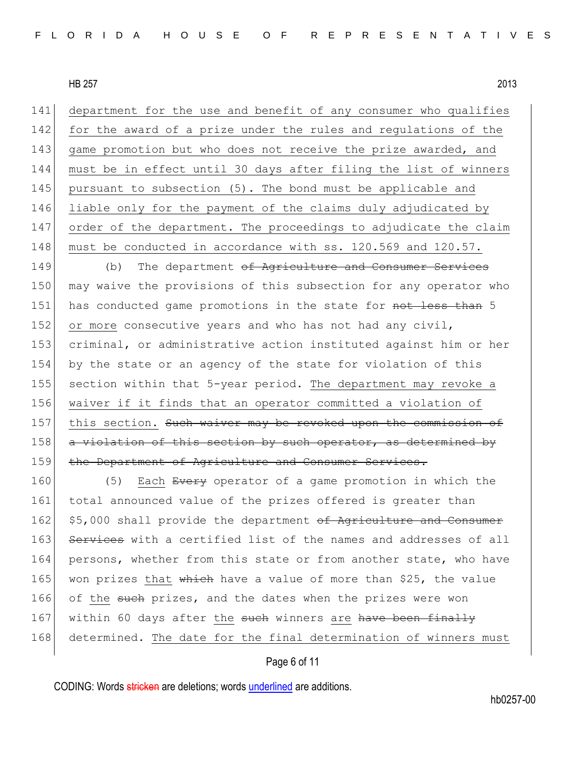department for the use and benefit of any consumer who qualifies for the award of a prize under the rules and regulations of the game promotion but who does not receive the prize awarded, and must be in effect until 30 days after filing the list of winners pursuant to subsection (5). The bond must be applicable and liable only for the payment of the claims duly adjudicated by order of the department. The proceedings to adjudicate the claim must be conducted in accordance with ss. 120.569 and 120.57.

(b) The department ~~of Agriculture and Consumer Services~~ may waive the provisions of this subsection for any operator who has conducted game promotions in the state for ~~not less than~~ 5 or more consecutive years and who has not had any civil, criminal, or administrative action instituted against him or her by the state or an agency of the state for violation of this section within that 5-year period. The department may revoke a waiver if it finds that an operator committed a violation of this section. ~~Such waiver may be revoked upon the commission of a violation of this section by such operator, as determined by the Department of Agriculture and Consumer Services.~~

(5) Each ~~Every~~ operator of a game promotion in which the total announced value of the prizes offered is greater than $5,000 shall provide the department ~~of Agriculture and Consumer Services~~ with a certified list of the names and addresses of all persons, whether from this state or from another state, who have won prizes that ~~which~~ have a value of more than $25, the value of the ~~such~~ prizes, and the dates when the prizes were won within 60 days after the ~~such~~ winners are ~~have been finally~~ determined. The date for the final determination of winners must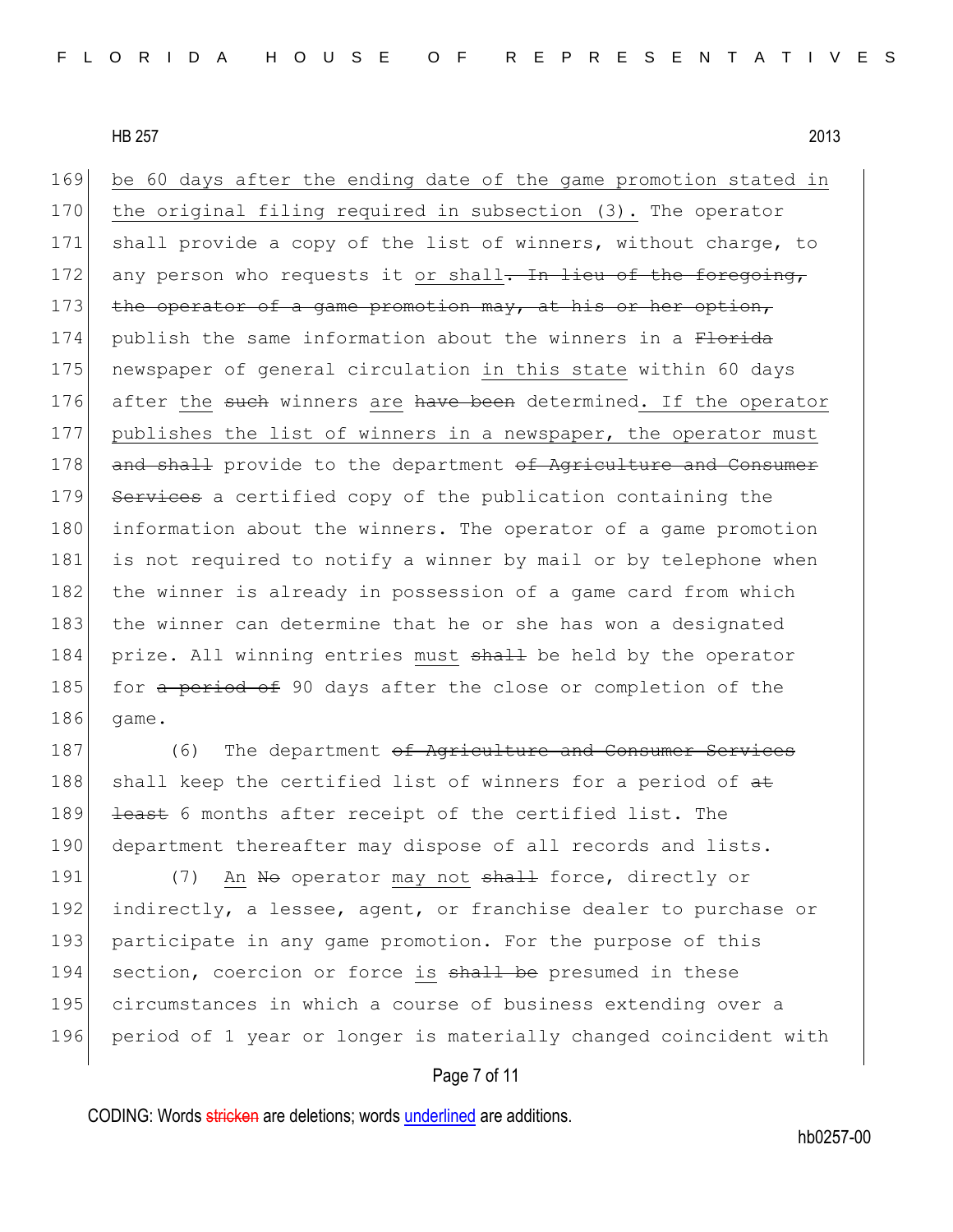be 60 days after the ending date of the game promotion stated in the original filing required in subsection (3). The operator shall provide a copy of the list of winners, without charge, to any person who requests it or shall~~. In lieu of the foregoing, the operator of a game promotion may, at his or her option,~~ publish the same information about the winners in a ~~Florida~~ newspaper of general circulation in this state within 60 days after the ~~such~~ winners are ~~have been~~ determined. If the operator publishes the list of winners in a newspaper, the operator must ~~and shall~~ provide to the department ~~of Agriculture and Consumer Services~~ a certified copy of the publication containing the information about the winners. The operator of a game promotion is not required to notify a winner by mail or by telephone when the winner is already in possession of a game card from which the winner can determine that he or she has won a designated prize. All winning entries must ~~shall~~ be held by the operator for ~~a period of~~ 90 days after the close or completion of the game.

(6) The department ~~of Agriculture and Consumer Services~~ shall keep the certified list of winners for a period of ~~at least~~ 6 months after receipt of the certified list. The department thereafter may dispose of all records and lists.

(7) An ~~No~~ operator may not ~~shall~~ force, directly or indirectly, a lessee, agent, or franchise dealer to purchase or participate in any game promotion. For the purpose of this section, coercion or force is ~~shall be~~ presumed in these circumstances in which a course of business extending over a period of 1 year or longer is materially changed coincident with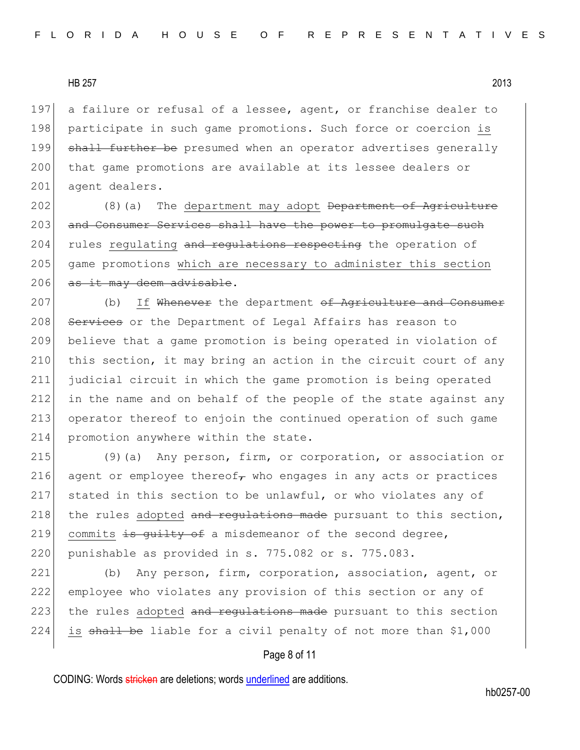a failure or refusal of a lessee, agent, or franchise dealer to participate in such game promotions. Such force or coercion is ~~shall further be~~ presumed when an operator advertises generally that game promotions are available at its lessee dealers or agent dealers.

(8)(a) The department may adopt ~~Department of Agriculture and Consumer Services shall have the power to promulgate such~~ rules regulating ~~and regulations respecting~~ the operation of game promotions which are necessary to administer this section ~~as it may deem advisable~~.

(b) If ~~Whenever~~ the department ~~of Agriculture and Consumer Services~~ or the Department of Legal Affairs has reason to believe that a game promotion is being operated in violation of this section, it may bring an action in the circuit court of any judicial circuit in which the game promotion is being operated in the name and on behalf of the people of the state against any operator thereof to enjoin the continued operation of such game promotion anywhere within the state.

(9)(a) Any person, firm, or corporation, or association or agent or employee thereof~~,~~ who engages in any acts or practices stated in this section to be unlawful, or who violates any of the rules adopted ~~and regulations made~~ pursuant to this section, commits ~~is guilty of~~ a misdemeanor of the second degree, punishable as provided in s. 775.082 or s. 775.083.

(b) Any person, firm, corporation, association, agent, or employee who violates any provision of this section or any of the rules adopted ~~and regulations made~~ pursuant to this section is ~~shall be~~ liable for a civil penalty of not more than $1,000

CODING: Words ~~stricken~~ are deletions; words underlined are additions.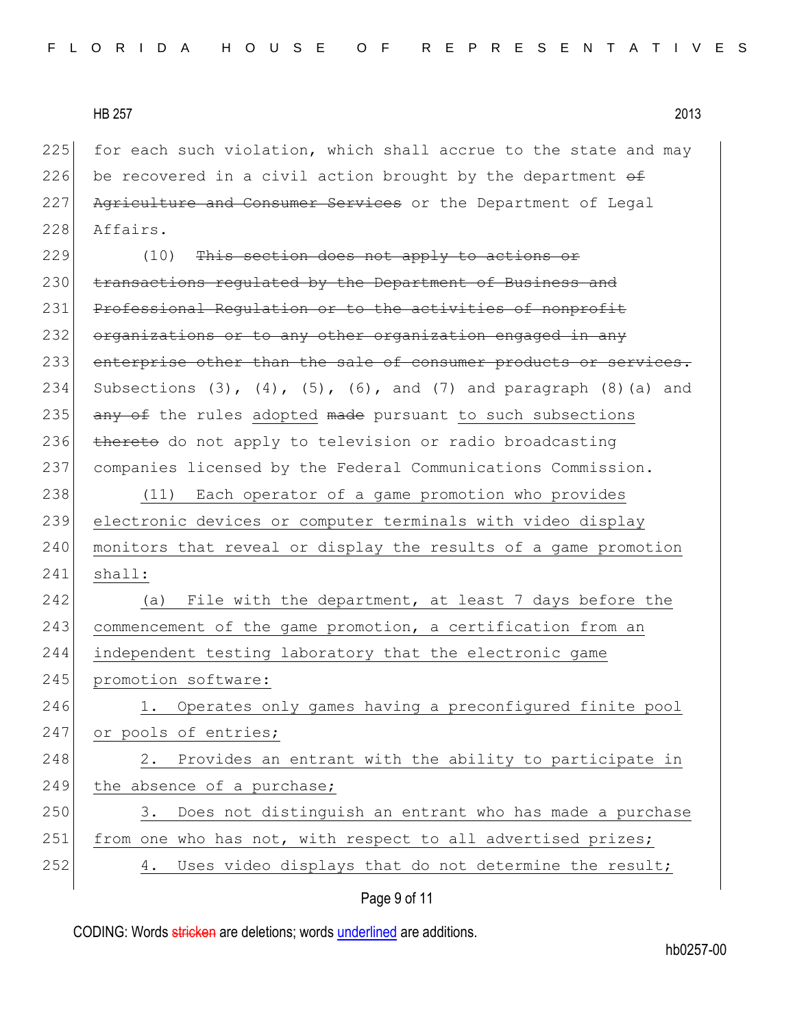for each such violation, which shall accrue to the state and may be recovered in a civil action brought by the department ~~of Agriculture and Consumer Services~~ or the Department of Legal Affairs.

(10) ~~This section does not apply to actions or transactions regulated by the Department of Business and Professional Regulation or to the activities of nonprofit organizations or to any other organization engaged in any enterprise other than the sale of consumer products or services.~~ Subsections (3), (4), (5), (6), and (7) and paragraph (8)(a) and ~~any of~~ the rules adopted ~~made~~ pursuant to such subsections ~~thereto~~ do not apply to television or radio broadcasting companies licensed by the Federal Communications Commission.

(11) Each operator of a game promotion who provides electronic devices or computer terminals with video display monitors that reveal or display the results of a game promotion shall:

(a) File with the department, at least 7 days before the commencement of the game promotion, a certification from an independent testing laboratory that the electronic game promotion software:

1. Operates only games having a preconfigured finite pool or pools of entries;

2. Provides an entrant with the ability to participate in the absence of a purchase;

3. Does not distinguish an entrant who has made a purchase from one who has not, with respect to all advertised prizes;

4. Uses video displays that do not determine the result;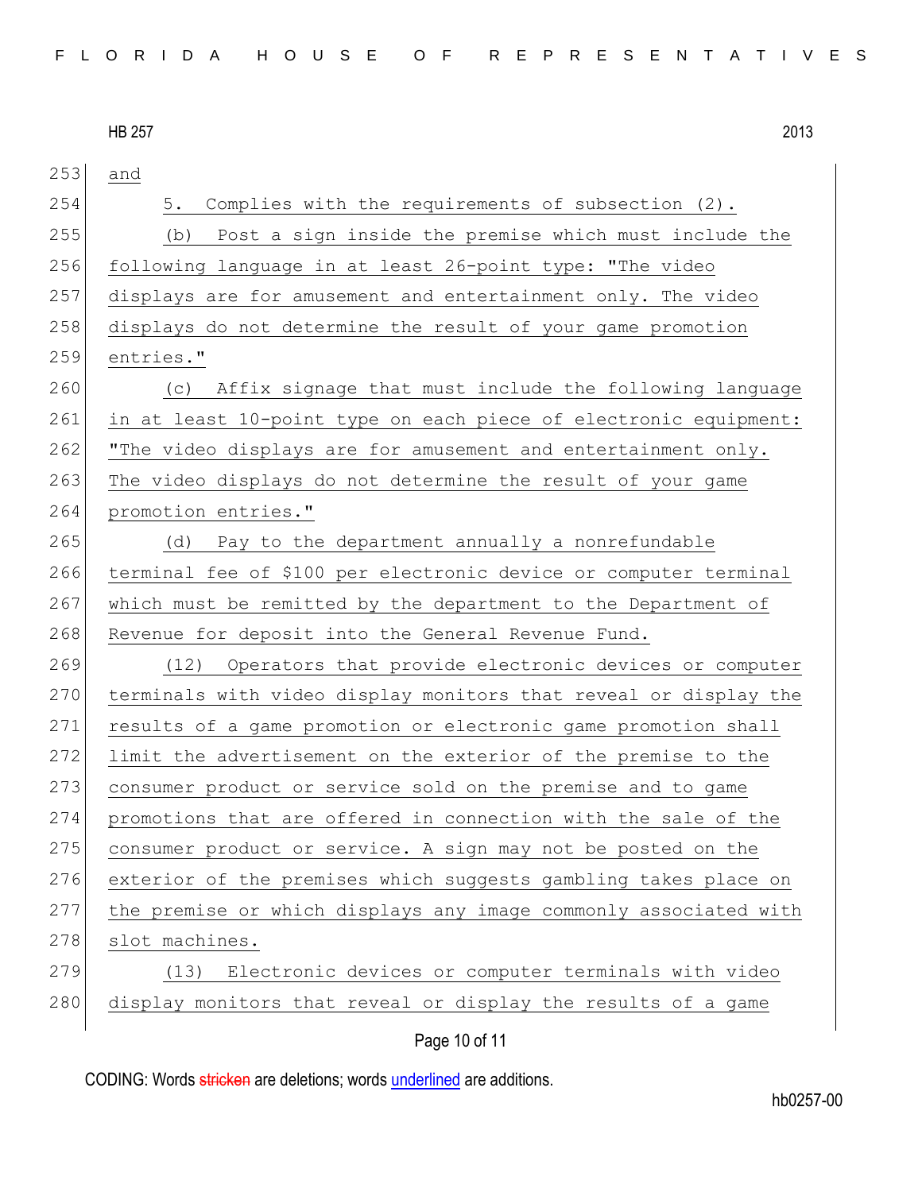and

5. Complies with the requirements of subsection (2).

(b) Post a sign inside the premise which must include the following language in at least 26-point type: "The video displays are for amusement and entertainment only. The video displays do not determine the result of your game promotion entries."

(c) Affix signage that must include the following language in at least 10-point type on each piece of electronic equipment: "The video displays are for amusement and entertainment only. The video displays do not determine the result of your game promotion entries."

(d) Pay to the department annually a nonrefundable terminal fee of $100 per electronic device or computer terminal which must be remitted by the department to the Department of Revenue for deposit into the General Revenue Fund.

(12) Operators that provide electronic devices or computer terminals with video display monitors that reveal or display the results of a game promotion or electronic game promotion shall limit the advertisement on the exterior of the premise to the consumer product or service sold on the premise and to game promotions that are offered in connection with the sale of the consumer product or service. A sign may not be posted on the exterior of the premises which suggests gambling takes place on the premise or which displays any image commonly associated with slot machines.

(13) Electronic devices or computer terminals with video display monitors that reveal or display the results of a game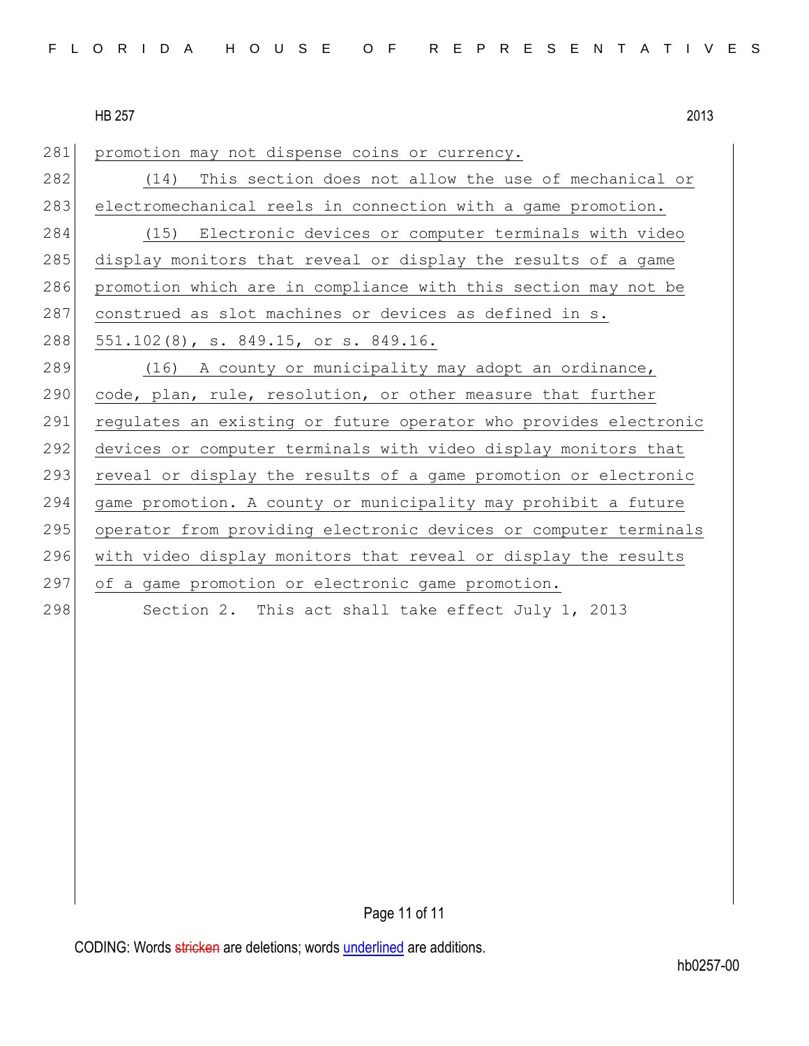promotion may not dispense coins or currency.

(14) This section does not allow the use of mechanical or electromechanical reels in connection with a game promotion.

(15) Electronic devices or computer terminals with video display monitors that reveal or display the results of a game promotion which are in compliance with this section may not be construed as slot machines or devices as defined in s. 551.102(8), s. 849.15, or s. 849.16.

(16) A county or municipality may adopt an ordinance, code, plan, rule, resolution, or other measure that further regulates an existing or future operator who provides electronic devices or computer terminals with video display monitors that reveal or display the results of a game promotion or electronic game promotion. A county or municipality may prohibit a future operator from providing electronic devices or computer terminals with video display monitors that reveal or display the results of a game promotion or electronic game promotion.

Section 2. This act shall take effect July 1, 2013

CODING: Words stricken are deletions; words underlined are additions.